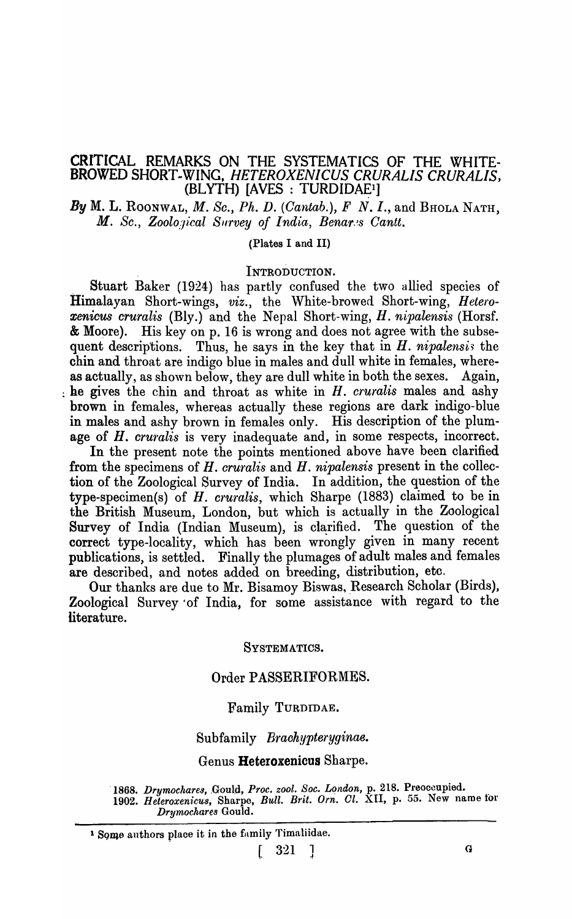# CRITICAL REMARKS ON THE SYSTEMATICS OF THE WHITE-BROWED SHORT-WING, *HETEROXENICUS CRURALIS CRURALIS*, (BLYTH) [AVES : TURDIDAE[1]]

*By* M. L. ROONWAL, *M. Sc., Ph. D.* (*Cantab.*), *F N. I.*, and BHOLA NATH, *M. Sc., Zoological Survey of India, Benares Cantt.*

(Plates I and II)

## INTRODUCTION.

Stuart Baker (1924) has partly confused the two allied species of Himalayan Short-wings, *viz.*, the White-browed Short-wing, *Heteroxenicus cruralis* (Bly.) and the Nepal Short-wing, *H. nipalensis* (Horsf. & Moore). His key on p. 16 is wrong and does not agree with the subsequent descriptions. Thus, he says in the key that in *H. nipalensis* the chin and throat are indigo blue in males and dull white in females, whereas actually, as shown below, they are dull white in both the sexes. Again, he gives the chin and throat as white in *H. cruralis* males and ashy brown in females, whereas actually these regions are dark indigo-blue in males and ashy brown in females only. His description of the plumage of *H. cruralis* is very inadequate and, in some respects, incorrect.

In the present note the points mentioned above have been clarified from the specimens of *H. cruralis* and *H. nipalensis* present in the collection of the Zoological Survey of India. In addition, the question of the type-specimen(s) of *H. cruralis*, which Sharpe (1883) claimed to be in the British Museum, London, but which is actually in the Zoological Survey of India (Indian Museum), is clarified. The question of the correct type-locality, which has been wrongly given in many recent publications, is settled. Finally the plumages of adult males and females are described, and notes added on breeding, distribution, etc.

Our thanks are due to Mr. Bisamoy Biswas, Research Scholar (Birds), Zoological Survey of India, for some assistance with regard to the literature.

## SYSTEMATICS.

### Order PASSERIFORMES.

### Family TURDIDAE.

### Subfamily *Brachypteryginae*.

### Genus **Heteroxenicus** Sharpe.

1868. *Drymochares*, Gould, *Proc. zool. Soc. London*, p. 218. Preoccupied.
1902. *Heteroxenicus*, Sharpe, *Bull. Brit. Orn. Cl.* XII, p. 55. New name for *Drymochares* Gould.

---

[1] Some authors place it in the family Timaliidae.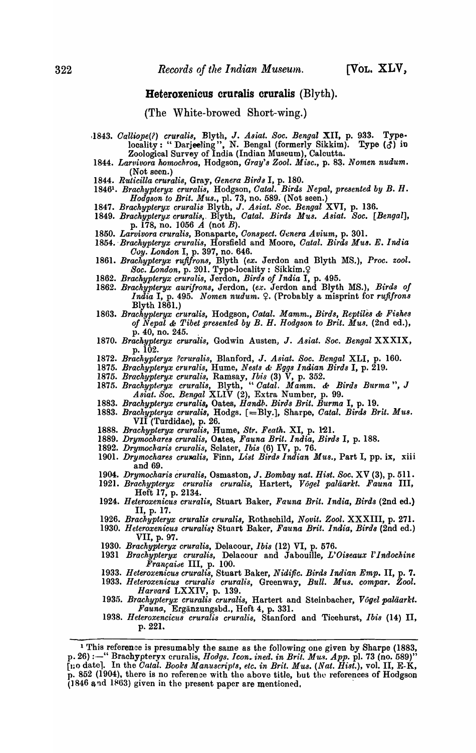## Heteroxenicus cruralis cruralis (Blyth).

(The White-browed Short-wing.)

1843. *Calliope(?) cruralis*, Blyth, *J. Asiat. Soc. Bengal* XII, p. 933. Type-locality: "Darjeeling", N. Bengal (formerly Sikkim). Type (♂) in Zoological Survey of India (Indian Museum), Calcutta.

1844. *Larvivora homochroa*, Hodgson, *Gray's Zool. Misc.*, p. 83. *Nomen nudum.* (Not seen.)

1844. *Ruticilla cruralis*, Gray, *Genera Birds* I, p. 180.

1846[1]. *Brachypteryx cruralis*, Hodgson, *Catal. Birds Nepal, presented by B. H. Hodgson to Brit. Mus.*, pl. 73, no. 589. (Not seen.)

1847. *Brachypteryx cruralis* Blyth, *J. Asiat. Soc. Bengal* XVI, p. 136.

1849. *Brachypteryx cruralis*, Blyth, *Catal. Birds Mus. Asiat. Soc.* [*Bengal*], p. 178, no. 1056 *A* (not *B*).

1850. *Larvivora cruralis*, Bonaparte, *Conspect. Genera Avium*, p. 301.

1854. *Brachypteryx cruralis*, Horsfield and Moore, *Catal. Birds Mus. E. India Coy. London* I, p. 397, no. 646.

1861. *Brachypteryx rufifrons*, Blyth (*ex.* Jerdon and Blyth MS.), *Proc. zool. Soc. London*, p. 201. Type-locality: Sikkim.♀

1862. *Brachypteryx cruralis*, Jerdon, *Birds of India* I, p. 495.

1862. *Brachypteryx aurifrons*, Jerdon, (*ex.* Jerdon and Blyth MS.), *Birds of India* I, p. 495. *Nomen nudum.* ♀. (Probably a misprint for *rufifrons* Blyth 1861.)

1863. *Brachypteryx cruralis*, Hodgson, *Catal. Mamm., Birds, Reptiles & Fishes of Nepal & Tibet presented by B. H. Hodgson to Brit. Mus.* (2nd ed.), p. 40, no. 245.

1870. *Brachypteryx cruralis*, Godwin Austen, *J. Asiat. Soc. Bengal* XXXIX, p. 102.

1872. *Brachypteryx ?cruralis*, Blanford, *J. Asiat. Soc. Bengal* XLI, p. 160.

1875. *Brachypteryx cruralis*, Hume, *Nests & Eggs Indian Birds* I, p. 219.

1875. *Brachypteryx cruralis*, Ramsay, *Ibis* (3) V, p. 352.

1875. *Brachypteryx cruralis*, Blyth, "*Catal. Mamm. & Birds Burma*", *J Asiat. Soc. Bengal* XLIV (2), Extra Number, p. 99.

1883. *Brachypteryx cruralis*, Oates, *Handb. Birds Brit. Burma* I, p. 19.

1883. *Brachypteryx cruralis*, Hodgs. [=Bly.], Sharpe, *Catal. Birds Brit. Mus.* VII (Turdidae), p. 26.

1888. *Brachypteryx cruralis*, Hume, *Str. Feath.* XI, p. 121.

1889. *Drymochares cruralis*, Oates, *Fauna Brit. India, Birds* I, p. 188.

1892. *Drymocharis cruralis*, Sclater, *Ibis* (6) IV, p. 76.

1901. *Drymochares cruralis*, Finn, *List Birds Indian Mus.*, Part I, pp. ix, xiii and 69.

1904. *Drymocharis cruralis*, Osmaston, *J. Bombay nat. Hist. Soc.* XV (3), p. 511.

1921. *Brachypteryx cruralis cruralis*, Hartert, *Vögel paläarkt. Fauna* III, Heft 17, p. 2134.

1924. *Heteroxenicus cruralis*, Stuart Baker, *Fauna Brit. India, Birds* (2nd ed.) II, p. 17.

1926. *Brachypteryx cruralis cruralis*, Rothschild, *Novit. Zool.* XXXIII, p. 271.

1930. *Heteroxenicus cruralis*, Stuart Baker, *Fauna Brit. India, Birds* (2nd ed.) VII, p. 97.

1930. *Brachypteryx cruralis*, Delacour, *Ibis* (12) VI, p. 576.

1931 *Brachypteryx cruralis*, Delacour and Jabouille, *L'Oiseaux l'Indochine Française* III, p. 100.

1933. *Heteroxenicus cruralis*, Stuart Baker, *Nidific. Birds Indian Emp.* II, p. 7.

1933. *Heteroxenicus cruralis cruralis*, Greenway, *Bull. Mus. compar. Zool. Harvard* LXXIV, p. 139.

1935. *Brachypteryx cruralis cruralis*, Hartert and Steinbacher, *Vögel paläarkt. Fauna*, Ergänzungsbd., Heft 4, p. 331.

1938. *Heteroxencicus cruralis cruralis*, Stanford and Ticehurst, *Ibis* (14) II, p. 221.

---

[1] This reference is presumably the same as the following one given by Sharpe (1883, p. 26):—" Brachypteryx cruralis, *Hodgs. Icon. ined. in Brit. Mus. App.* pl. 73 (no. 589)" [no date]. In the *Catal. Books Manuscripts, etc. in Brit. Mus.* (*Nat. Hist.*), vol. II, E-K, p. 852 (1904), there is no reference with the above title, but the references of Hodgson (1846 and 1863) given in the present paper are mentioned.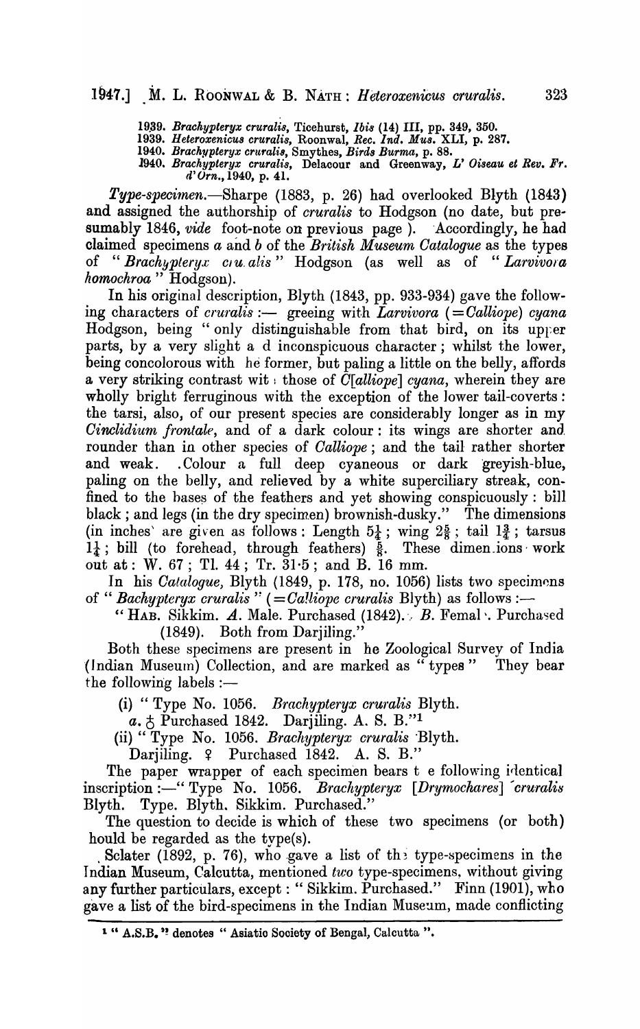1939. *Brachypteryx cruralis*, Ticehurst, *Ibis* (14) III, pp. 349, 350.
1939. *Heteroxenicus cruralis*, Roonwal, *Rec. Ind. Mus.* XLI, p. 287.
1940. *Brachypteryx cruralis*, Smythes, *Birds Burma*, p. 88.
1940. *Brachypteryx cruralis*, Delacour and Greenway, *L' Oiseau et Rev. Fr. d' Orn.*, 1940, p. 41.

*Type-specimen.*—Sharpe (1883, p. 26) had overlooked Blyth (1843) and assigned the authorship of *cruralis* to Hodgson (no date, but presumably 1846, *vide* foot-note on previous page ). Accordingly, he had claimed specimens *a* and *b* of the *British Museum Catalogue* as the types of "*Brachypteryx c*ru*alis*" Hodgson (as well as of "*Larvivora homochroa*" Hodgson).

In his original description, Blyth (1843, pp. 933-934) gave the following characters of *cruralis* :— greeing with *Larvivora* (=*Calliope*) *cyana* Hodgson, being "only distinguishable from that bird, on its upper parts, by a very slight a d inconspicuous character; whilst the lower, being concolorous with he former, but paling a little on the belly, affords a very striking contrast wit those of *C[alliope] cyana*, wherein they are wholly bright ferruginous with the exception of the lower tail-coverts: the tarsi, also, of our present species are considerably longer as in my *Cinclidium frontale*, and of a dark colour: its wings are shorter and rounder than in other species of *Calliope*; and the tail rather shorter and weak. .Colour a full deep cyaneous or dark greyish-blue, paling on the belly, and relieved by a white superciliary streak, confined to the bases of the feathers and yet showing conspicuously: bill black; and legs (in the dry specimen) brownish-dusky." The dimensions (in inches are given as follows: Length $5\frac{1}{4}$; wing $2\frac{5}{8}$; tail $1\frac{3}{4}$; tarsus $1\frac{1}{4}$; bill (to forehead, through feathers) $\frac{5}{8}$. These dimen.ions work out at: W. 67; Tl. 44; Tr. 31·5; and B. 16 mm.

In his *Catalogue*, Blyth (1849, p. 178, no. 1056) lists two specimens of "*Bachypteryx cruralis*" (=*Calliope cruralis* Blyth) as follows :—

"HAB. Sikkim. *A*. Male. Purchased (1842). *B*. Femal. Purchased (1849). Both from Darjiling."

Both these specimens are present in he Zoological Survey of India (Indian Museum) Collection, and are marked as "types" They bear the following labels :—

(i) "Type No. 1056. *Brachypteryx cruralis* Blyth.
*a*. ♂ Purchased 1842. Darjiling. A. S. B."[1]

(ii) "Type No. 1056. *Brachypteryx cruralis* Blyth.
Darjiling. ♀ Purchased 1842. A. S. B."

The paper wrapper of each specimen bears t e following identical inscription :—"Type No. 1056. *Brachypteryx [Drymochares] cruralis* Blyth. Type. Blyth. Sikkim. Purchased."

The question to decide is which of these two specimens (or both) hould be regarded as the type(s).

Sclater (1892, p. 76), who gave a list of the type-specimens in the Indian Museum, Calcutta, mentioned *two* type-specimens, without giving any further particulars, except: "Sikkim. Purchased." Finn (1901), who gave a list of the bird-specimens in the Indian Museum, made conflicting

[1] "A.S.B." denotes "Asiatic Society of Bengal, Calcutta".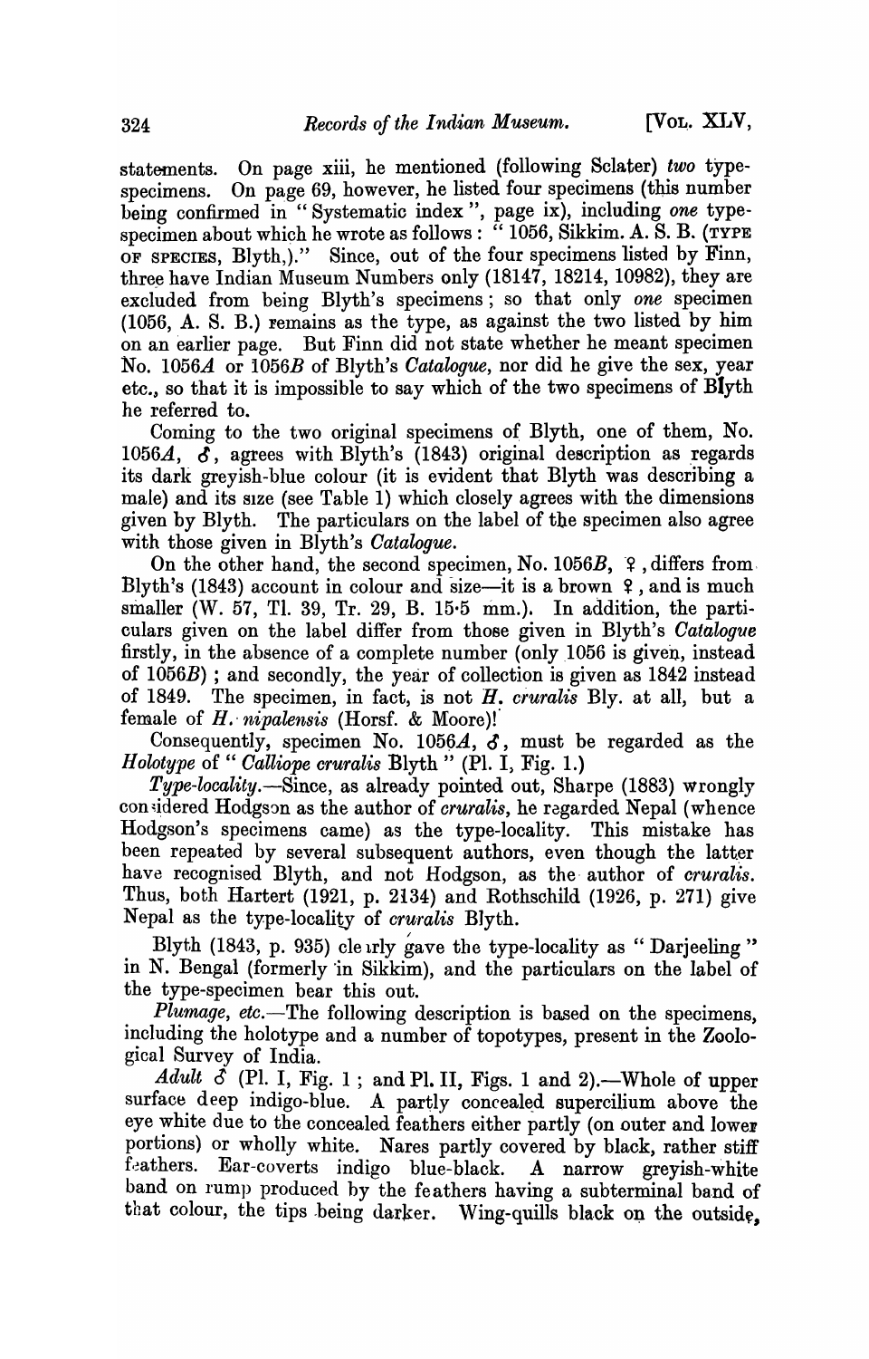statements. On page xiii, he mentioned (following Sclater) *two* type-specimens. On page 69, however, he listed four specimens (this number being confirmed in "Systematic index", page ix), including *one* type-specimen about which he wrote as follows: "1056, Sikkim. A. S. B. (TYPE OF SPECIES, Blyth,)." Since, out of the four specimens listed by Finn, three have Indian Museum Numbers only (18147, 18214, 10982), they are excluded from being Blyth's specimens; so that only *one* specimen (1056, A. S. B.) remains as the type, as against the two listed by him on an earlier page. But Finn did not state whether he meant specimen No. 1056*A* or 1056*B* of Blyth's *Catalogue*, nor did he give the sex, year etc., so that it is impossible to say which of the two specimens of Blyth he referred to.

Coming to the two original specimens of Blyth, one of them, No. 1056*A*, ♂, agrees with Blyth's (1843) original description as regards its dark greyish-blue colour (it is evident that Blyth was describing a male) and its size (see Table 1) which closely agrees with the dimensions given by Blyth. The particulars on the label of the specimen also agree with those given in Blyth's *Catalogue*.

On the other hand, the second specimen, No. 1056*B*, ♀, differs from Blyth's (1843) account in colour and size—it is a brown ♀, and is much smaller (W. 57, Tl. 39, Tr. 29, B. 15·5 mm.). In addition, the particulars given on the label differ from those given in Blyth's *Catalogue* firstly, in the absence of a complete number (only 1056 is given, instead of 1056*B*); and secondly, the year of collection is given as 1842 instead of 1849. The specimen, in fact, is not *H. cruralis* Bly. at all, but a female of *H. nipalensis* (Horsf. & Moore)!

Consequently, specimen No. 1056*A*, ♂, must be regarded as the *Holotype* of "*Calliope cruralis* Blyth" (Pl. I, Fig. 1.)

*Type-locality.*—Since, as already pointed out, Sharpe (1883) wrongly considered Hodgson as the author of *cruralis*, he regarded Nepal (whence Hodgson's specimens came) as the type-locality. This mistake has been repeated by several subsequent authors, even though the latter have recognised Blyth, and not Hodgson, as the author of *cruralis*. Thus, both Hartert (1921, p. 2134) and Rothschild (1926, p. 271) give Nepal as the type-locality of *cruralis* Blyth.

Blyth (1843, p. 935) clearly gave the type-locality as "Darjeeling" in N. Bengal (formerly in Sikkim), and the particulars on the label of the type-specimen bear this out.

*Plumage, etc.*—The following description is based on the specimens, including the holotype and a number of topotypes, present in the Zoological Survey of India.

*Adult* ♂ (Pl. I, Fig. 1; and Pl. II, Figs. 1 and 2).—Whole of upper surface deep indigo-blue. A partly concealed supercilium above the eye white due to the concealed feathers either partly (on outer and lower portions) or wholly white. Nares partly covered by black, rather stiff feathers. Ear-coverts indigo blue-black. A narrow greyish-white band on rump produced by the feathers having a subterminal band of that colour, the tips being darker. Wing-quills black on the outside,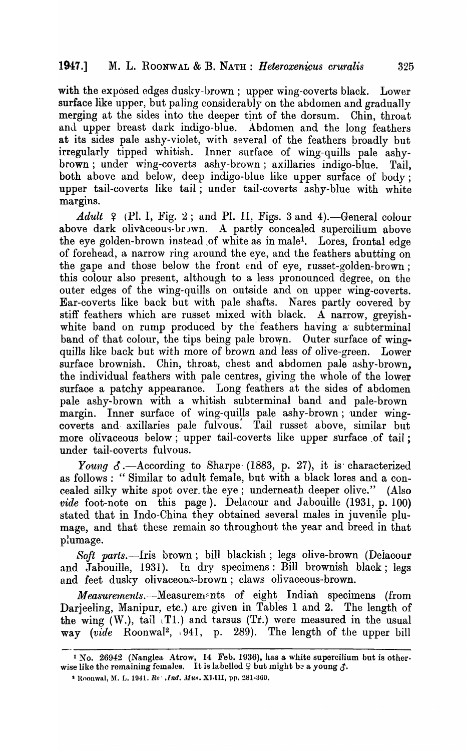with the exposed edges dusky-brown ; upper wing-coverts black. Lower surface like upper, but paling considerably on the abdomen and gradually merging at the sides into the deeper tint of the dorsum. Chin, throat and upper breast dark indigo-blue. Abdomen and the long feathers at its sides pale ashy-violet, with several of the feathers broadly but irregularly tipped whitish. Inner surface of wing-quills pale ashy-brown ; under wing-coverts ashy-brown ; axillaries indigo-blue. Tail, both above and below, deep indigo-blue like upper surface of body ; upper tail-coverts like tail ; under tail-coverts ashy-blue with white margins.

*Adult* ♀ (Pl. I, Fig. 2 ; and Pl. II, Figs. 3 and 4).—General colour above dark olivaceous-brown. A partly concealed supercilium above the eye golden-brown instead of white as in male[1]. Lores, frontal edge of forehead, a narrow ring around the eye, and the feathers abutting on the gape and those below the front end of eye, russet-golden-brown ; this colour also present, although to a less pronounced degree, on the outer edges of the wing-quills on outside and on upper wing-coverts. Ear-coverts like back but with pale shafts. Nares partly covered by stiff feathers which are russet mixed with black. A narrow, greyish-white band on rump produced by the feathers having a subterminal band of that colour, the tips being pale brown. Outer surface of wing-quills like back but with more of brown and less of olive-green. Lower surface brownish. Chin, throat, chest and abdomen pale ashy-brown, the individual feathers with pale centres, giving the whole of the lower surface a patchy appearance. Long feathers at the sides of abdomen pale ashy-brown with a whitish subterminal band and pale-brown margin. Inner surface of wing-quills pale ashy-brown ; under wing-coverts and axillaries pale fulvous. Tail russet above, similar but more olivaceous below ; upper tail-coverts like upper surface of tail ; under tail-coverts fulvous.

*Young* ♂.—According to Sharpe (1883, p. 27), it is characterized as follows : " Similar to adult female, but with a black lores and a concealed silky white spot over the eye ; underneath deeper olive." (Also *vide* foot-note on this page). Delacour and Jabouille (1931, p. 100) stated that in Indo-China they obtained several males in juvenile plumage, and that these remain so throughout the year and breed in that plumage.

*Soft parts*.—Iris brown ; bill blackish ; legs olive-brown (Delacour and Jabouille, 1931). In dry specimens : Bill brownish black ; legs and feet dusky olivaceous-brown ; claws olivaceous-brown.

*Measurements*.—Measurements of eight Indian specimens (from Darjeeling, Manipur, etc.) are given in Tables 1 and 2. The length of the wing (W.), tail (Tl.) and tarsus (Tr.) were measured in the usual way (*vide* Roonwal[2], 1941, p. 289). The length of the upper bill

---

[1] No. 26942 (Nanglea Atrow, 14 Feb. 1936), has a white supercilium but is otherwise like the remaining females. It is labelled ♀ but might be a young ♂.

[2] Roonwal, M. L. 1941. *Rec. Ind. Mus.* XLIII, pp. 281-360.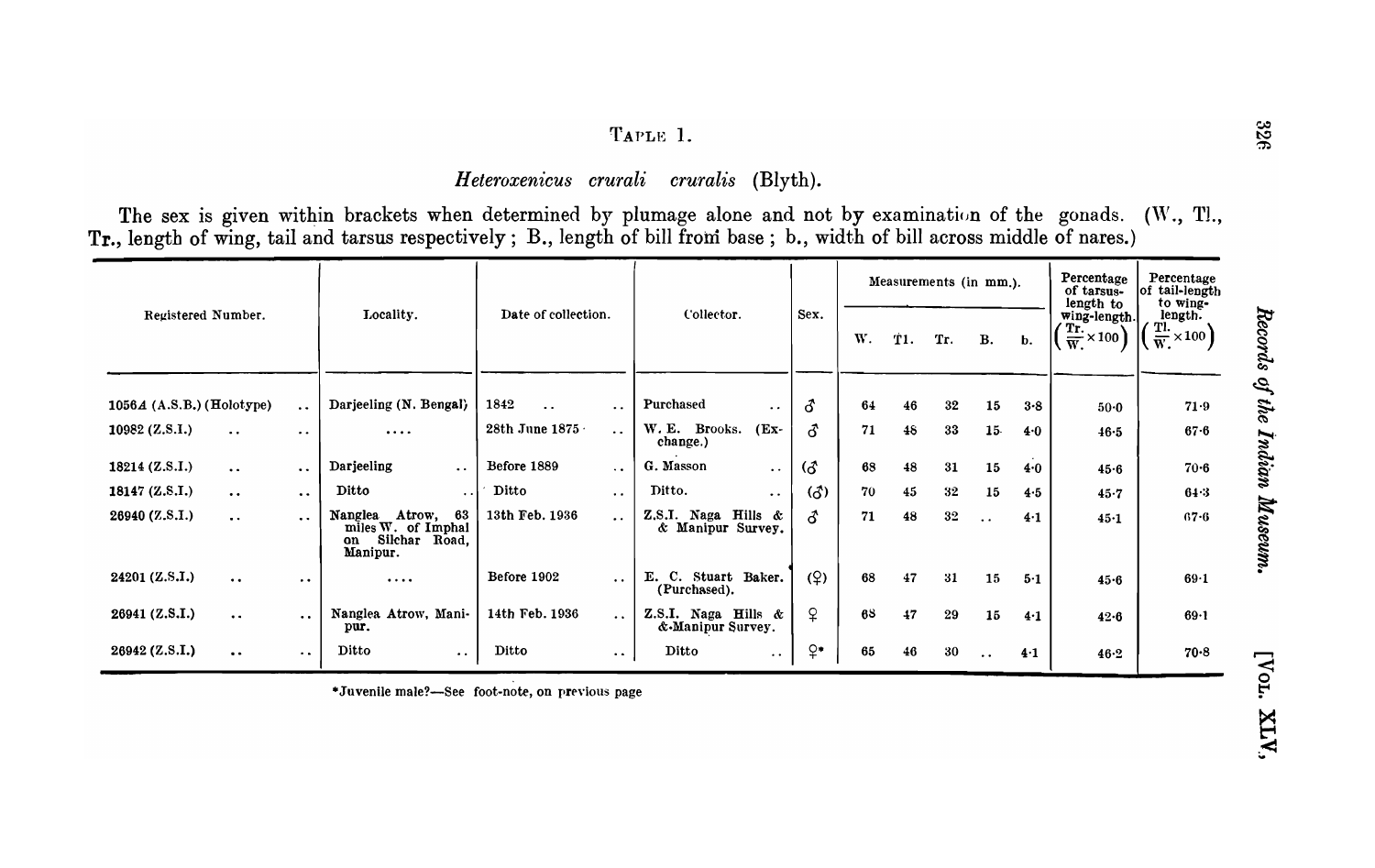TAPLE 1.

*Heteroxenicus crurali cruralis* (Blyth).

The sex is given within brackets when determined by plumage alone and not by examination of the gonads. (W., Tl., Tr., length of wing, tail and tarsus respectively; B., length of bill from base; b., width of bill across middle of nares.)

| Registered Number. | Locality. | Date of collection. | Collector. | Sex. | Measurements (in mm.). | | | | | Percentage of tarsus-length to wing-length. $\left(\frac{Tr.}{W.} \times 100\right)$ | Percentage of tail-length to wing-length. $\left(\frac{Tl.}{W.} \times 100\right)$ |
|---|---|---|---|---|---|---|---|---|---|---|---|
| | | | | | W. | Tl. | Tr. | B. | b. | | |
| 1056A (A.S.B.) (Holotype) | Darjeeling (N. Bengal) | 1842 | Purchased | ♂ | 64 | 46 | 32 | 15 | 3·8 | 50·0 | 71·9 |
| 10982 (Z.S.I.) | .... | 28th June 1875 | W. E. Brooks. (Exchange.) | ♂ | 71 | 48 | 33 | 15 | 4·0 | 46·5 | 67·6 |
| 18214 (Z.S.I.) | Darjeeling | Before 1889 | G. Masson | (♂ | 68 | 48 | 31 | 15 | 4·0 | 45·6 | 70·6 |
| 18147 (Z.S.I.) | Ditto | Ditto | Ditto. | (♂) | 70 | 45 | 32 | 15 | 4·5 | 45·7 | 64·3 |
| 26940 (Z.S.I.) | Nanglea Atrow, 63 miles W. of Imphal on Silchar Road, Manipur. | 13th Feb. 1936 | Z.S.I. Naga Hills & & Manipur Survey. | ♂ | 71 | 48 | 32 | .. | 4·1 | 45·1 | 67·6 |
| 24201 (Z.S.I.) | .... | Before 1902 | E. C. Stuart Baker. (Purchased). | (♀) | 68 | 47 | 31 | 15 | 5·1 | 45·6 | 69·1 |
| 26941 (Z.S.I.) | Nanglea Atrow, Manipur. | 14th Feb. 1936 | Z.S.I. Naga Hills & Manipur Survey. | ♀ | 68 | 47 | 29 | 15 | 4·1 | 42·6 | 69·1 |
| 26942 (Z.S.I.) | Ditto | Ditto | Ditto | ♀* | 65 | 46 | 30 | .. | 4·1 | 46·2 | 70·8 |

*Juvenile male?—See foot-note, on previous page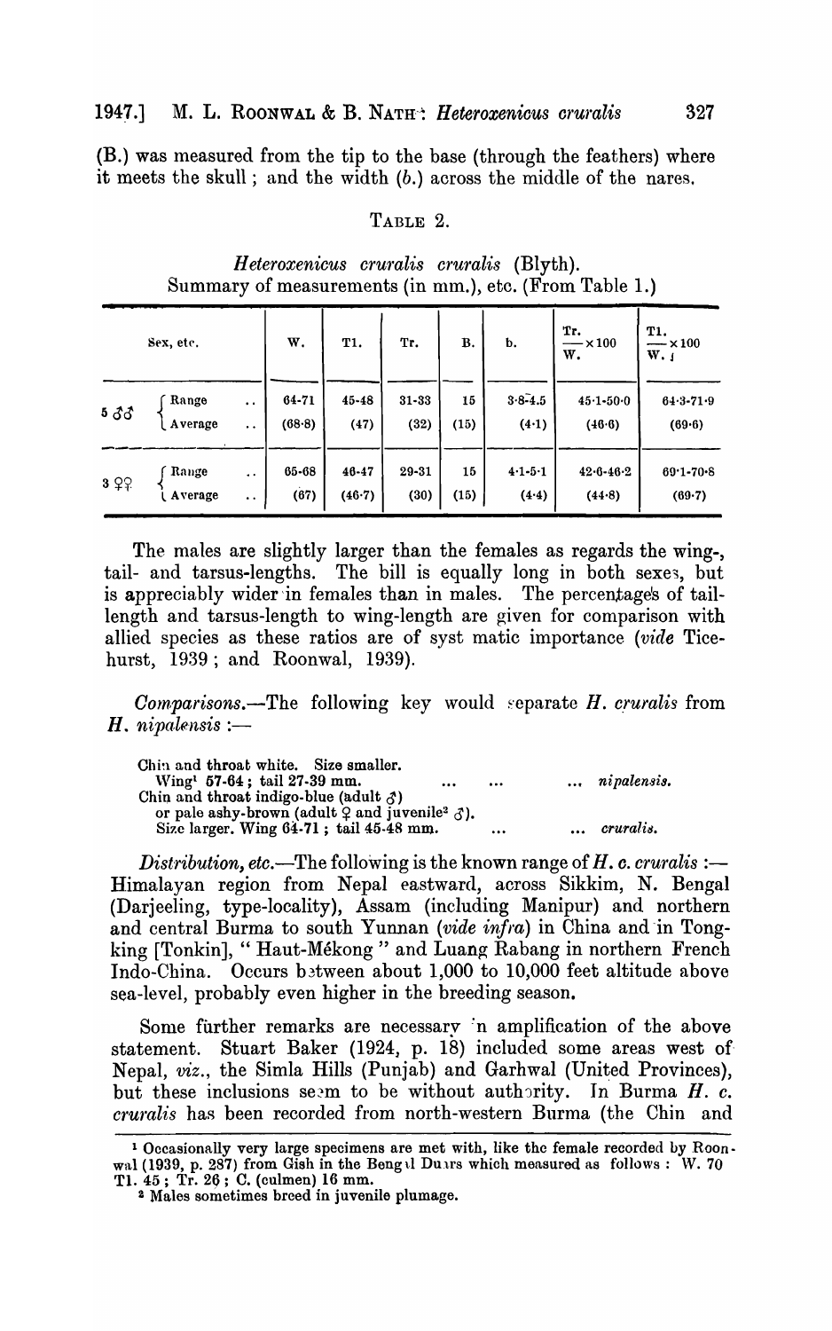(B.) was measured from the tip to the base (through the feathers) where it meets the skull; and the width (b.) across the middle of the nares.

TABLE 2.

*Heteroxenicus cruralis cruralis* (Blyth).
Summary of measurements (in mm.), etc. (From Table 1.)

| Sex, etc. | | W. | Tl. | Tr. | B. | b. | $\frac{Tr.}{W.} \times 100$ | $\frac{Tl.}{W.} \times 100$ |
|---|---|---|---|---|---|---|---|---|
| 5 ♂♂ | Range .. | 64-71 | 45-48 | 31-33 | 15 | 3·8-4·5 | 45·1-50·0 | 64·3-71·9 |
| | Average .. | (68·8) | (47) | (32) | (15) | (4·1) | (46·6) | (69·6) |
| 3 ♀♀ | Range .. | 65-68 | 46-47 | 29-31 | 15 | 4·1-5·1 | 42·6-46·2 | 69·1-70·8 |
| | Average .. | (67) | (46·7) | (30) | (15) | (4·4) | (44·8) | (69·7) |

The males are slightly larger than the females as regards the wing-, tail- and tarsus-lengths. The bill is equally long in both sexes, but is appreciably wider in females than in males. The percentages of tail-length and tarsus-length to wing-length are given for comparison with allied species as these ratios are of syst matic importance (*vide* Ticehurst, 1939; and Roonwal, 1939).

*Comparisons.*—The following key would separate *H. cruralis* from *H. nipalensis* :—

Chin and throat white. Size smaller.
Wing[1] 57-64; tail 27-39 mm. ... ... ... *nipalensis.*
Chin and throat indigo-blue (adult ♂)
or pale ashy-brown (adult ♀ and juvenile[2] ♂).
Size larger. Wing 64-71; tail 45-48 mm. ... ... *cruralis.*

*Distribution, etc.*—The following is the known range of *H. c. cruralis* :— Himalayan region from Nepal eastward, across Sikkim, N. Bengal (Darjeeling, type-locality), Assam (including Manipur) and northern and central Burma to south Yunnan (*vide infra*) in China and in Tongking [Tonkin], " Haut-Mékong " and Luang Rabang in northern French Indo-China. Occurs between about 1,000 to 10,000 feet altitude above sea-level, probably even higher in the breeding season.

Some further remarks are necessary in amplification of the above statement. Stuart Baker (1924, p. 18) included some areas west of Nepal, *viz.*, the Simla Hills (Punjab) and Garhwal (United Provinces), but these inclusions seem to be without authority. In Burma *H. c. cruralis* has been recorded from north-western Burma (the Chin and

---

[1] Occasionally very large specimens are met with, like the female recorded by Roonwal (1939, p. 287) from Gish in the Bengal Duars which measured as follows: W. 70 Tl. 45; Tr. 26; C. (culmen) 16 mm.

[2] Males sometimes breed in juvenile plumage.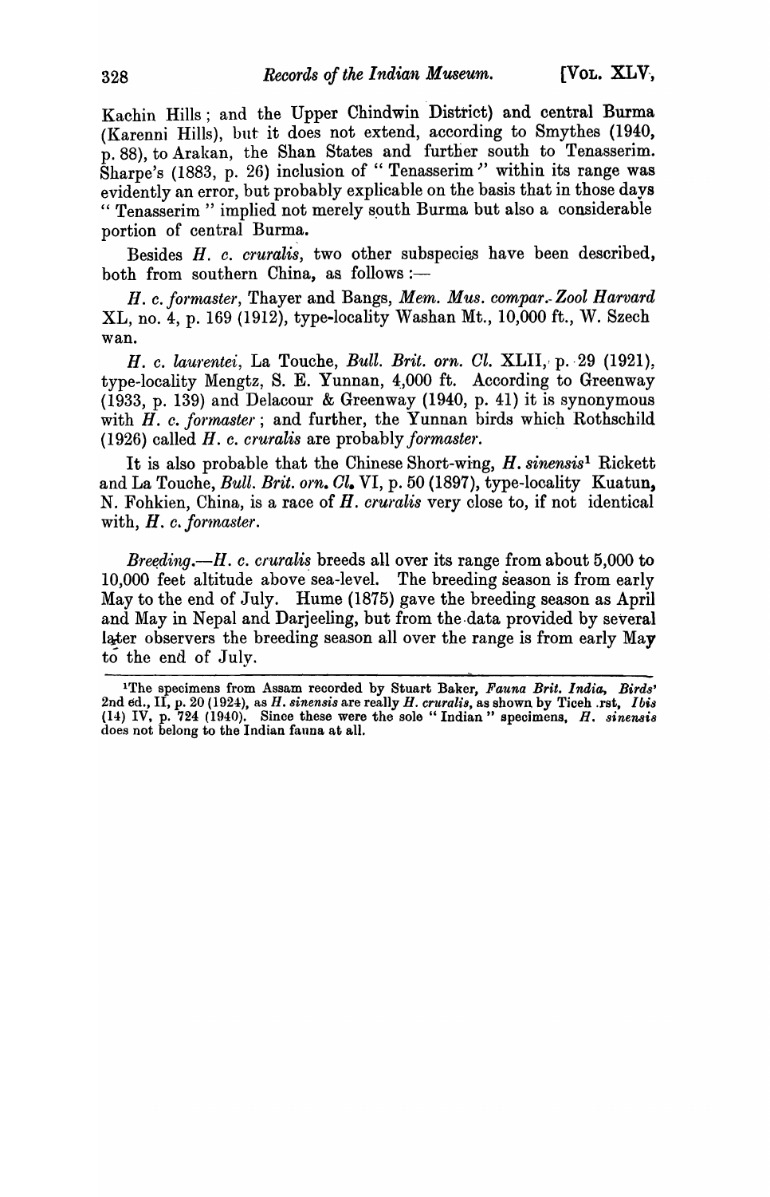Kachin Hills; and the Upper Chindwin District) and central Burma (Karenni Hills), but it does not extend, according to Smythes (1940, p. 88), to Arakan, the Shan States and further south to Tenasserim. Sharpe's (1883, p. 26) inclusion of "Tenasserim" within its range was evidently an error, but probably explicable on the basis that in those days "Tenasserim" implied not merely south Burma but also a considerable portion of central Burma.

Besides *H. c. cruralis*, two other subspecies have been described, both from southern China, as follows:—

*H. c. formaster*, Thayer and Bangs, *Mem. Mus. compar. Zool Harvard* XL, no. 4, p. 169 (1912), type-locality Washan Mt., 10,000 ft., W. Szechwan.

*H. c. laurentei*, La Touche, *Bull. Brit. orn. Cl.* XLII, p. 29 (1921), type-locality Mengtz, S. E. Yunnan, 4,000 ft. According to Greenway (1933, p. 139) and Delacour & Greenway (1940, p. 41) it is synonymous with *H. c. formaster*; and further, the Yunnan birds which Rothschild (1926) called *H. c. cruralis* are probably *formaster*.

It is also probable that the Chinese Short-wing, *H. sinensis*[1] Rickett and La Touche, *Bull. Brit. orn. Cl.* VI, p. 50 (1897), type-locality Kuatun, N. Fohkien, China, is a race of *H. cruralis* very close to, if not identical with, *H. c. formaster*.

*Breeding.*—*H. c. cruralis* breeds all over its range from about 5,000 to 10,000 feet altitude above sea-level. The breeding season is from early May to the end of July. Hume (1875) gave the breeding season as April and May in Nepal and Darjeeling, but from the data provided by several later observers the breeding season all over the range is from early May to the end of July.

[1]The specimens from Assam recorded by Stuart Baker, *Fauna Brit. India, Birds'* 2nd ed., II, p. 20 (1924), as *H. sinensis* are really *H. cruralis*, as shown by Ticehurst, *Ibis* (14) IV, p. 724 (1940). Since these were the sole "Indian" specimens, *H. sinensis* does not belong to the Indian fauna at all.